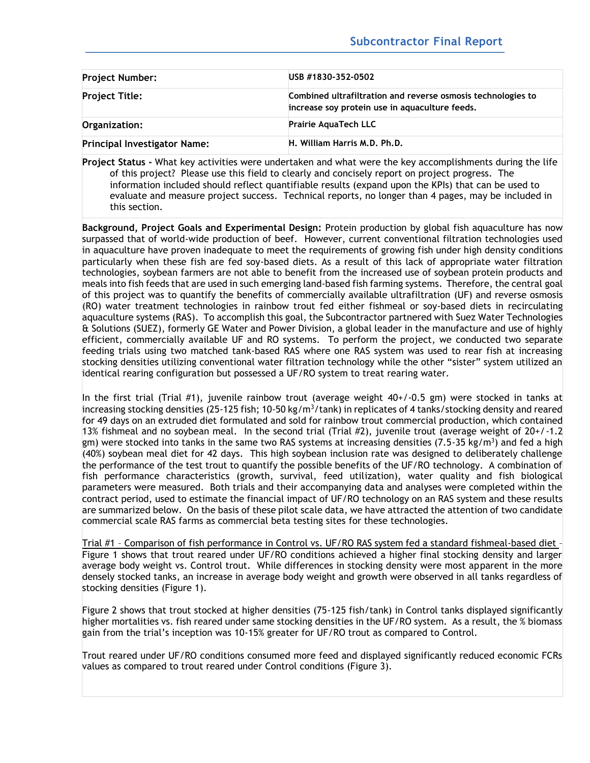# Subcontractor Final Report

| | |
|---|---|
| **Project Number:** | **USB #1830-352-0502** |
| **Project Title:** | **Combined ultrafiltration and reverse osmosis technologies to increase soy protein use in aquaculture feeds.** |
| **Organization:** | **Prairie AquaTech LLC** |
| **Principal Investigator Name:** | **H. William Harris M.D. Ph.D.** |

**Project Status -** What key activities were undertaken and what were the key accomplishments during the life of this project? Please use this field to clearly and concisely report on project progress. The information included should reflect quantifiable results (expand upon the KPIs) that can be used to evaluate and measure project success. Technical reports, no longer than 4 pages, may be included in this section.

**Background, Project Goals and Experimental Design:** Protein production by global fish aquaculture has now surpassed that of world-wide production of beef. However, current conventional filtration technologies used in aquaculture have proven inadequate to meet the requirements of growing fish under high density conditions particularly when these fish are fed soy-based diets. As a result of this lack of appropriate water filtration technologies, soybean farmers are not able to benefit from the increased use of soybean protein products and meals into fish feeds that are used in such emerging land-based fish farming systems. Therefore, the central goal of this project was to quantify the benefits of commercially available ultrafiltration (UF) and reverse osmosis (RO) water treatment technologies in rainbow trout fed either fishmeal or soy-based diets in recirculating aquaculture systems (RAS). To accomplish this goal, the Subcontractor partnered with Suez Water Technologies & Solutions (SUEZ), formerly GE Water and Power Division, a global leader in the manufacture and use of highly efficient, commercially available UF and RO systems. To perform the project, we conducted two separate feeding trials using two matched tank-based RAS where one RAS system was used to rear fish at increasing stocking densities utilizing conventional water filtration technology while the other "sister" system utilized an identical rearing configuration but possessed a UF/RO system to treat rearing water.

In the first trial (Trial #1), juvenile rainbow trout (average weight 40+/-0.5 gm) were stocked in tanks at increasing stocking densities (25-125 fish; 10-50 kg/m$^3$/tank) in replicates of 4 tanks/stocking density and reared for 49 days on an extruded diet formulated and sold for rainbow trout commercial production, which contained 13% fishmeal and no soybean meal. In the second trial (Trial #2), juvenile trout (average weight of 20+/-1.2 gm) were stocked into tanks in the same two RAS systems at increasing densities (7.5-35 kg/m$^3$) and fed a high (40%) soybean meal diet for 42 days. This high soybean inclusion rate was designed to deliberately challenge the performance of the test trout to quantify the possible benefits of the UF/RO technology. A combination of fish performance characteristics (growth, survival, feed utilization), water quality and fish biological parameters were measured. Both trials and their accompanying data and analyses were completed within the contract period, used to estimate the financial impact of UF/RO technology on an RAS system and these results are summarized below. On the basis of these pilot scale data, we have attracted the attention of two candidate commercial scale RAS farms as commercial beta testing sites for these technologies.

<u>Trial #1 – Comparison of fish performance in Control vs. UF/RO RAS system fed a standard fishmeal-based diet</u> – Figure 1 shows that trout reared under UF/RO conditions achieved a higher final stocking density and larger average body weight vs. Control trout. While differences in stocking density were most apparent in the more densely stocked tanks, an increase in average body weight and growth were observed in all tanks regardless of stocking densities (Figure 1).

Figure 2 shows that trout stocked at higher densities (75-125 fish/tank) in Control tanks displayed significantly higher mortalities vs. fish reared under same stocking densities in the UF/RO system. As a result, the % biomass gain from the trial's inception was 10-15% greater for UF/RO trout as compared to Control.

Trout reared under UF/RO conditions consumed more feed and displayed significantly reduced economic FCRs values as compared to trout reared under Control conditions (Figure 3).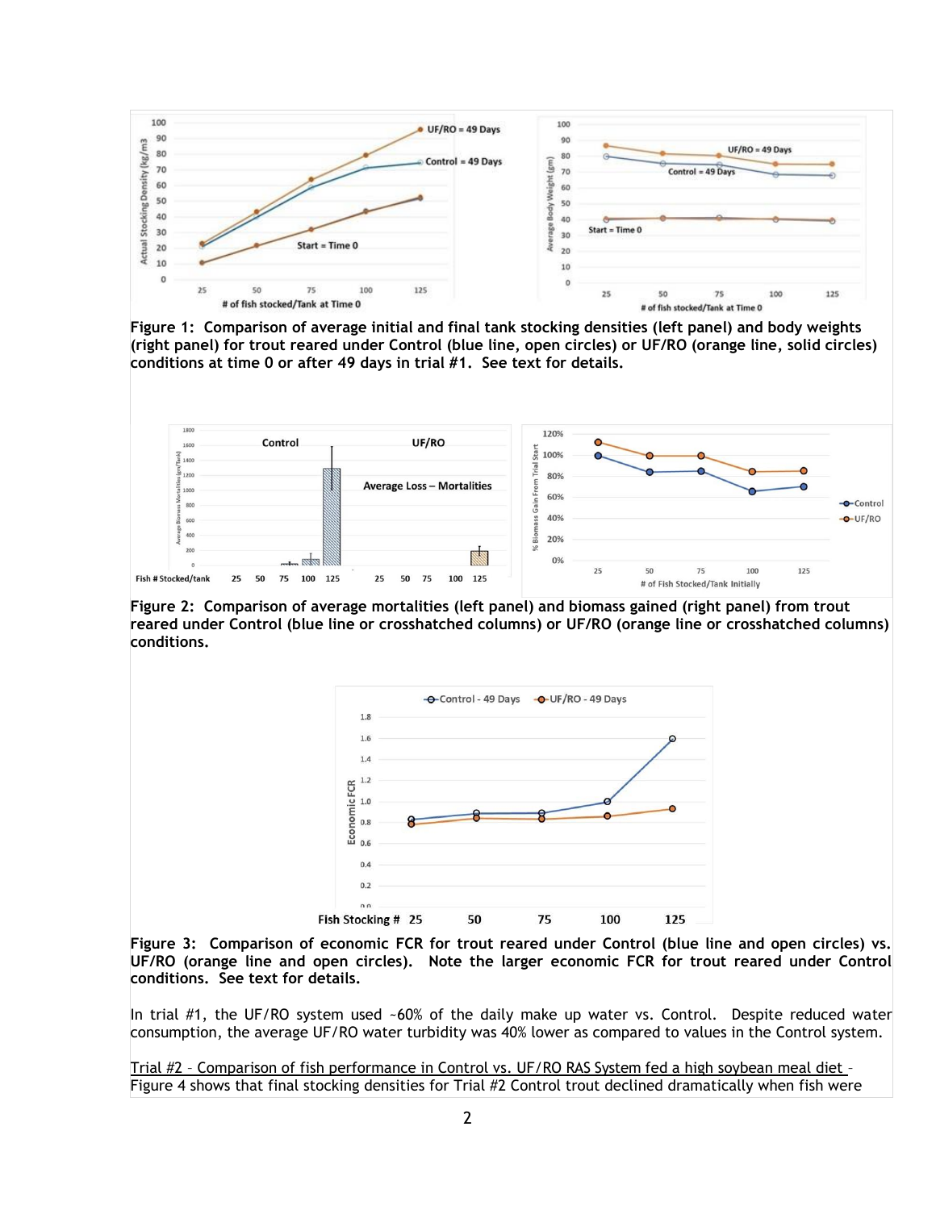**Figure 1: Comparison of average initial and final tank stocking densities (left panel) and body weights (right panel) for trout reared under Control (blue line, open circles) or UF/RO (orange line, solid circles) conditions at time 0 or after 49 days in trial #1. See text for details.**

**Figure 2: Comparison of average mortalities (left panel) and biomass gained (right panel) from trout reared under Control (blue line or crosshatched columns) or UF/RO (orange line or crosshatched columns) conditions.**

**Figure 3: Comparison of economic FCR for trout reared under Control (blue line and open circles) vs. UF/RO (orange line and open circles). Note the larger economic FCR for trout reared under Control conditions. See text for details.**

In trial #1, the UF/RO system used ~60% of the daily make up water vs. Control. Despite reduced water consumption, the average UF/RO water turbidity was 40% lower as compared to values in the Control system.

Trial #2 – Comparison of fish performance in Control vs. UF/RO RAS System fed a high soybean meal diet – Figure 4 shows that final stocking densities for Trial #2 Control trout declined dramatically when fish were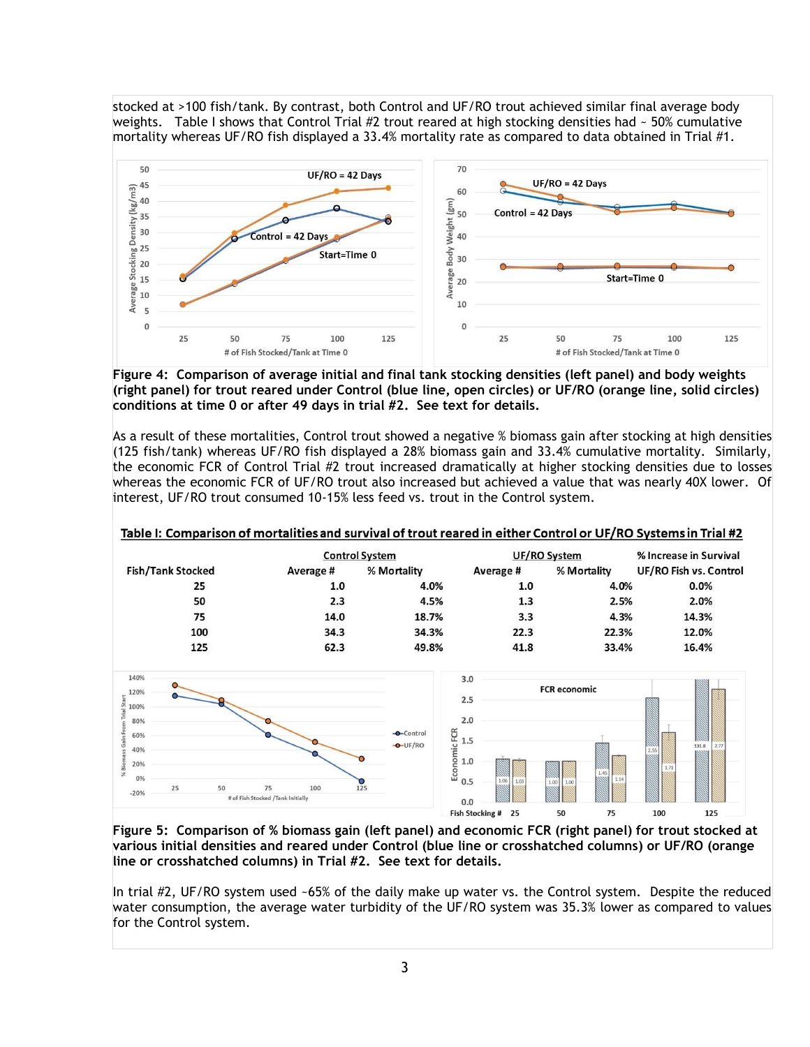stocked at >100 fish/tank. By contrast, both Control and UF/RO trout achieved similar final average body weights. Table I shows that Control Trial #2 trout reared at high stocking densities had ~ 50% cumulative mortality whereas UF/RO fish displayed a 33.4% mortality rate as compared to data obtained in Trial #1.

**Figure 4: Comparison of average initial and final tank stocking densities (left panel) and body weights (right panel) for trout reared under Control (blue line, open circles) or UF/RO (orange line, solid circles) conditions at time 0 or after 49 days in trial #2. See text for details.**

As a result of these mortalities, Control trout showed a negative % biomass gain after stocking at high densities (125 fish/tank) whereas UF/RO fish displayed a 28% biomass gain and 33.4% cumulative mortality. Similarly, the economic FCR of Control Trial #2 trout increased dramatically at higher stocking densities due to losses whereas the economic FCR of UF/RO trout also increased but achieved a value that was nearly 40X lower. Of interest, UF/RO trout consumed 10-15% less feed vs. trout in the Control system.

**Table I: Comparison of mortalities and survival of trout reared in either Control or UF/RO Systems in Trial #2**

| Fish/Tank Stocked | Control System | | UF/RO System | | % Increase in Survival |
|---|---|---|---|---|---|
| | Average # | % Mortality | Average # | % Mortality | UF/RO Fish vs. Control |
| 25 | 1.0 | 4.0% | 1.0 | 4.0% | 0.0% |
| 50 | 2.3 | 4.5% | 1.3 | 2.5% | 2.0% |
| 75 | 14.0 | 18.7% | 3.3 | 4.3% | 14.3% |
| 100 | 34.3 | 34.3% | 22.3 | 22.3% | 12.0% |
| 125 | 62.3 | 49.8% | 41.8 | 33.4% | 16.4% |

**Figure 5: Comparison of % biomass gain (left panel) and economic FCR (right panel) for trout stocked at various initial densities and reared under Control (blue line or crosshatched columns) or UF/RO (orange line or crosshatched columns) in Trial #2. See text for details.**

In trial #2, UF/RO system used ~65% of the daily make up water vs. the Control system. Despite the reduced water consumption, the average water turbidity of the UF/RO system was 35.3% lower as compared to values for the Control system.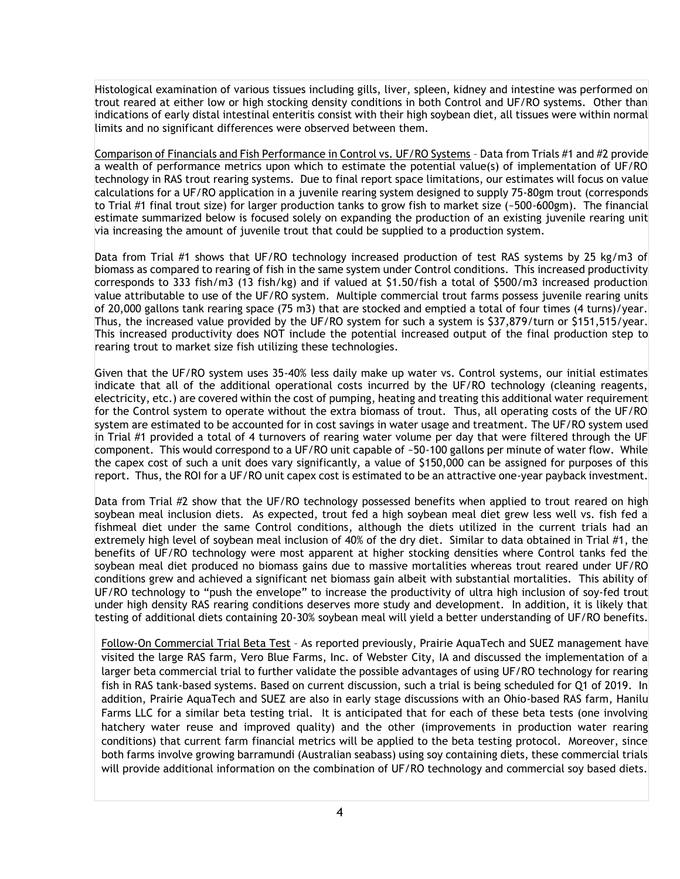Histological examination of various tissues including gills, liver, spleen, kidney and intestine was performed on trout reared at either low or high stocking density conditions in both Control and UF/RO systems. Other than indications of early distal intestinal enteritis consist with their high soybean diet, all tissues were within normal limits and no significant differences were observed between them.

Comparison of Financials and Fish Performance in Control vs. UF/RO Systems – Data from Trials #1 and #2 provide a wealth of performance metrics upon which to estimate the potential value(s) of implementation of UF/RO technology in RAS trout rearing systems. Due to final report space limitations, our estimates will focus on value calculations for a UF/RO application in a juvenile rearing system designed to supply 75-80gm trout (corresponds to Trial #1 final trout size) for larger production tanks to grow fish to market size (~500-600gm). The financial estimate summarized below is focused solely on expanding the production of an existing juvenile rearing unit via increasing the amount of juvenile trout that could be supplied to a production system.

Data from Trial #1 shows that UF/RO technology increased production of test RAS systems by 25 kg/m3 of biomass as compared to rearing of fish in the same system under Control conditions. This increased productivity corresponds to 333 fish/m3 (13 fish/kg) and if valued at $1.50/fish a total of $500/m3 increased production value attributable to use of the UF/RO system. Multiple commercial trout farms possess juvenile rearing units of 20,000 gallons tank rearing space (75 m3) that are stocked and emptied a total of four times (4 turns)/year. Thus, the increased value provided by the UF/RO system for such a system is $37,879/turn or $151,515/year. This increased productivity does NOT include the potential increased output of the final production step to rearing trout to market size fish utilizing these technologies.

Given that the UF/RO system uses 35-40% less daily make up water vs. Control systems, our initial estimates indicate that all of the additional operational costs incurred by the UF/RO technology (cleaning reagents, electricity, etc.) are covered within the cost of pumping, heating and treating this additional water requirement for the Control system to operate without the extra biomass of trout. Thus, all operating costs of the UF/RO system are estimated to be accounted for in cost savings in water usage and treatment. The UF/RO system used in Trial #1 provided a total of 4 turnovers of rearing water volume per day that were filtered through the UF component. This would correspond to a UF/RO unit capable of ~50-100 gallons per minute of water flow. While the capex cost of such a unit does vary significantly, a value of $150,000 can be assigned for purposes of this report. Thus, the ROI for a UF/RO unit capex cost is estimated to be an attractive one-year payback investment.

Data from Trial #2 show that the UF/RO technology possessed benefits when applied to trout reared on high soybean meal inclusion diets. As expected, trout fed a high soybean meal diet grew less well vs. fish fed a fishmeal diet under the same Control conditions, although the diets utilized in the current trials had an extremely high level of soybean meal inclusion of 40% of the dry diet. Similar to data obtained in Trial #1, the benefits of UF/RO technology were most apparent at higher stocking densities where Control tanks fed the soybean meal diet produced no biomass gains due to massive mortalities whereas trout reared under UF/RO conditions grew and achieved a significant net biomass gain albeit with substantial mortalities. This ability of UF/RO technology to "push the envelope" to increase the productivity of ultra high inclusion of soy-fed trout under high density RAS rearing conditions deserves more study and development. In addition, it is likely that testing of additional diets containing 20-30% soybean meal will yield a better understanding of UF/RO benefits.

Follow-On Commercial Trial Beta Test – As reported previously, Prairie AquaTech and SUEZ management have visited the large RAS farm, Vero Blue Farms, Inc. of Webster City, IA and discussed the implementation of a larger beta commercial trial to further validate the possible advantages of using UF/RO technology for rearing fish in RAS tank-based systems. Based on current discussion, such a trial is being scheduled for Q1 of 2019. In addition, Prairie AquaTech and SUEZ are also in early stage discussions with an Ohio-based RAS farm, Hanilu Farms LLC for a similar beta testing trial. It is anticipated that for each of these beta tests (one involving hatchery water reuse and improved quality) and the other (improvements in production water rearing conditions) that current farm financial metrics will be applied to the beta testing protocol. Moreover, since both farms involve growing barramundi (Australian seabass) using soy containing diets, these commercial trials will provide additional information on the combination of UF/RO technology and commercial soy based diets.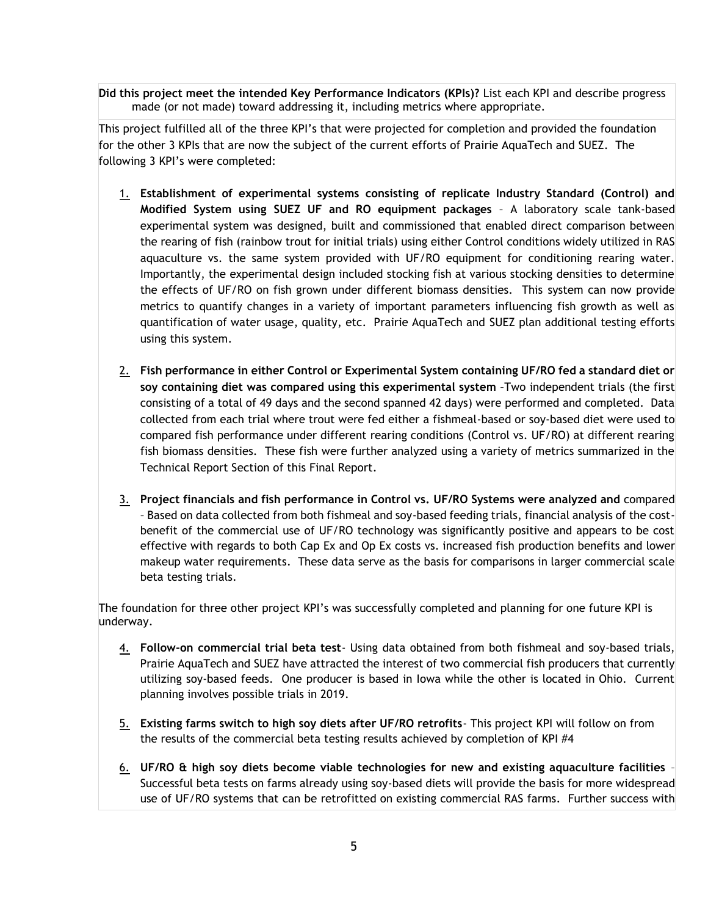**Did this project meet the intended Key Performance Indicators (KPIs)?** List each KPI and describe progress made (or not made) toward addressing it, including metrics where appropriate.

This project fulfilled all of the three KPI's that were projected for completion and provided the foundation for the other 3 KPIs that are now the subject of the current efforts of Prairie AquaTech and SUEZ. The following 3 KPI's were completed:

1. **Establishment of experimental systems consisting of replicate Industry Standard (Control) and Modified System using SUEZ UF and RO equipment packages** – A laboratory scale tank-based experimental system was designed, built and commissioned that enabled direct comparison between the rearing of fish (rainbow trout for initial trials) using either Control conditions widely utilized in RAS aquaculture vs. the same system provided with UF/RO equipment for conditioning rearing water. Importantly, the experimental design included stocking fish at various stocking densities to determine the effects of UF/RO on fish grown under different biomass densities. This system can now provide metrics to quantify changes in a variety of important parameters influencing fish growth as well as quantification of water usage, quality, etc. Prairie AquaTech and SUEZ plan additional testing efforts using this system.

2. **Fish performance in either Control or Experimental System containing UF/RO fed a standard diet or soy containing diet was compared using this experimental system** –Two independent trials (the first consisting of a total of 49 days and the second spanned 42 days) were performed and completed. Data collected from each trial where trout were fed either a fishmeal-based or soy-based diet were used to compared fish performance under different rearing conditions (Control vs. UF/RO) at different rearing fish biomass densities. These fish were further analyzed using a variety of metrics summarized in the Technical Report Section of this Final Report.

3. **Project financials and fish performance in Control vs. UF/RO Systems were analyzed and** compared – Based on data collected from both fishmeal and soy-based feeding trials, financial analysis of the cost-benefit of the commercial use of UF/RO technology was significantly positive and appears to be cost effective with regards to both Cap Ex and Op Ex costs vs. increased fish production benefits and lower makeup water requirements. These data serve as the basis for comparisons in larger commercial scale beta testing trials.

The foundation for three other project KPI's was successfully completed and planning for one future KPI is underway.

4. **Follow-on commercial trial beta test**- Using data obtained from both fishmeal and soy-based trials, Prairie AquaTech and SUEZ have attracted the interest of two commercial fish producers that currently utilizing soy-based feeds. One producer is based in Iowa while the other is located in Ohio. Current planning involves possible trials in 2019.

5. **Existing farms switch to high soy diets after UF/RO retrofits**- This project KPI will follow on from the results of the commercial beta testing results achieved by completion of KPI #4

6. **UF/RO & high soy diets become viable technologies for new and existing aquaculture facilities** – Successful beta tests on farms already using soy-based diets will provide the basis for more widespread use of UF/RO systems that can be retrofitted on existing commercial RAS farms. Further success with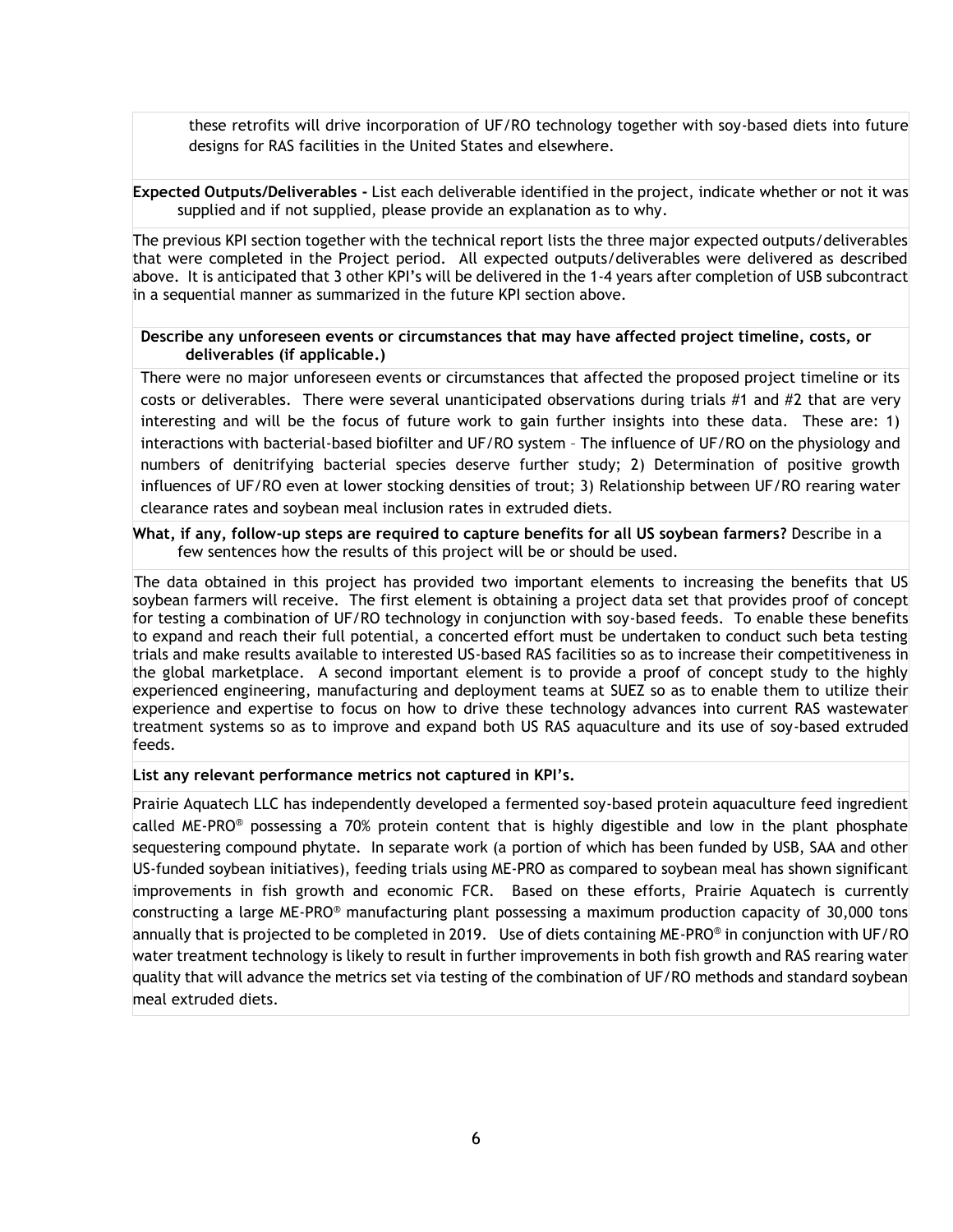these retrofits will drive incorporation of UF/RO technology together with soy-based diets into future designs for RAS facilities in the United States and elsewhere.

**Expected Outputs/Deliverables -** List each deliverable identified in the project, indicate whether or not it was supplied and if not supplied, please provide an explanation as to why.

The previous KPI section together with the technical report lists the three major expected outputs/deliverables that were completed in the Project period. All expected outputs/deliverables were delivered as described above. It is anticipated that 3 other KPI's will be delivered in the 1-4 years after completion of USB subcontract in a sequential manner as summarized in the future KPI section above.

**Describe any unforeseen events or circumstances that may have affected project timeline, costs, or deliverables (if applicable.)**

There were no major unforeseen events or circumstances that affected the proposed project timeline or its costs or deliverables. There were several unanticipated observations during trials #1 and #2 that are very interesting and will be the focus of future work to gain further insights into these data. These are: 1) interactions with bacterial-based biofilter and UF/RO system – The influence of UF/RO on the physiology and numbers of denitrifying bacterial species deserve further study; 2) Determination of positive growth influences of UF/RO even at lower stocking densities of trout; 3) Relationship between UF/RO rearing water clearance rates and soybean meal inclusion rates in extruded diets.

**What, if any, follow-up steps are required to capture benefits for all US soybean farmers?** Describe in a few sentences how the results of this project will be or should be used.

The data obtained in this project has provided two important elements to increasing the benefits that US soybean farmers will receive. The first element is obtaining a project data set that provides proof of concept for testing a combination of UF/RO technology in conjunction with soy-based feeds. To enable these benefits to expand and reach their full potential, a concerted effort must be undertaken to conduct such beta testing trials and make results available to interested US-based RAS facilities so as to increase their competitiveness in the global marketplace. A second important element is to provide a proof of concept study to the highly experienced engineering, manufacturing and deployment teams at SUEZ so as to enable them to utilize their experience and expertise to focus on how to drive these technology advances into current RAS wastewater treatment systems so as to improve and expand both US RAS aquaculture and its use of soy-based extruded feeds.

**List any relevant performance metrics not captured in KPI's.**

Prairie Aquatech LLC has independently developed a fermented soy-based protein aquaculture feed ingredient called ME-PRO® possessing a 70% protein content that is highly digestible and low in the plant phosphate sequestering compound phytate. In separate work (a portion of which has been funded by USB, SAA and other US-funded soybean initiatives), feeding trials using ME-PRO as compared to soybean meal has shown significant improvements in fish growth and economic FCR. Based on these efforts, Prairie Aquatech is currently constructing a large ME-PRO® manufacturing plant possessing a maximum production capacity of 30,000 tons annually that is projected to be completed in 2019. Use of diets containing ME-PRO® in conjunction with UF/RO water treatment technology is likely to result in further improvements in both fish growth and RAS rearing water quality that will advance the metrics set via testing of the combination of UF/RO methods and standard soybean meal extruded diets.